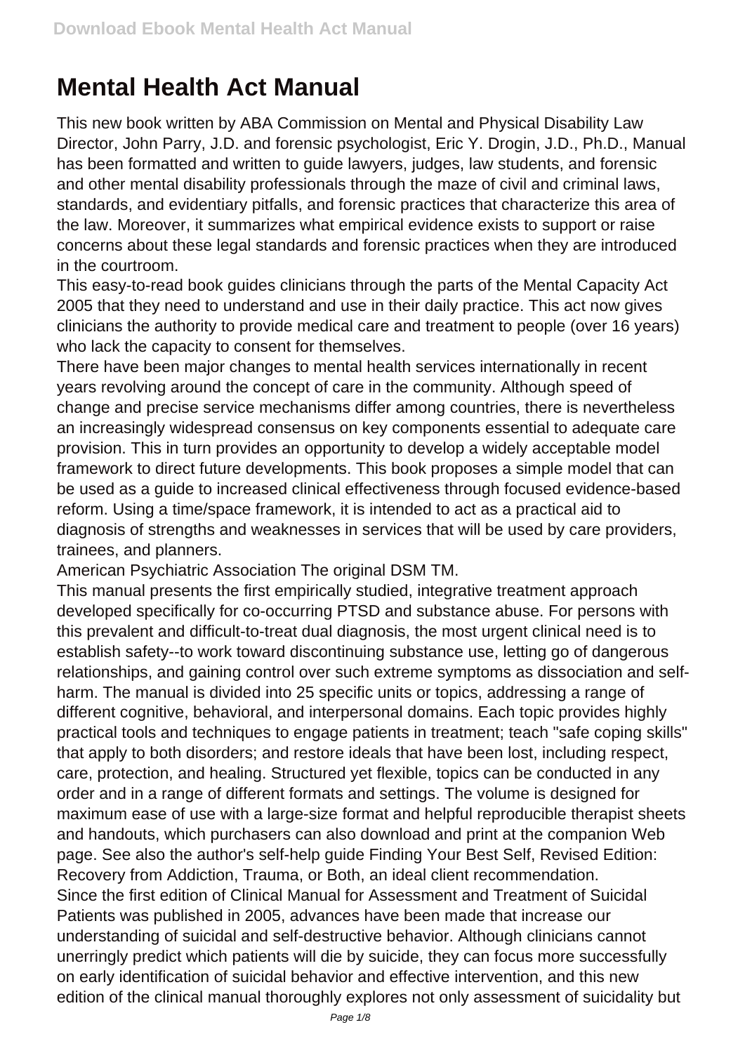# Mental Health Act Manual

This new book written by ABA Commission on Mental and Physical Disability Law Director, John Parry, J.D. and forensic psychologist, Eric Y. Drogin, J.D., Ph.D., Manual has been formatted and written to guide lawyers, judges, law students, and forensic and other mental disability professionals through the maze of civil and criminal laws, standards, and evidentiary pitfalls, and forensic practices that characterize this area of the law. Moreover, it summarizes what empirical evidence exists to support or raise concerns about these legal standards and forensic practices when they are introduced in the courtroom.

This easy-to-read book guides clinicians through the parts of the Mental Capacity Act 2005 that they need to understand and use in their daily practice. This act now gives clinicians the authority to provide medical care and treatment to people (over 16 years) who lack the capacity to consent for themselves.

There have been major changes to mental health services internationally in recent years revolving around the concept of care in the community. Although speed of change and precise service mechanisms differ among countries, there is nevertheless an increasingly widespread consensus on key components essential to adequate care provision. This in turn provides an opportunity to develop a widely acceptable model framework to direct future developments. This book proposes a simple model that can be used as a guide to increased clinical effectiveness through focused evidence-based reform. Using a time/space framework, it is intended to act as a practical aid to diagnosis of strengths and weaknesses in services that will be used by care providers, trainees, and planners.

American Psychiatric Association The original DSM TM.

This manual presents the first empirically studied, integrative treatment approach developed specifically for co-occurring PTSD and substance abuse. For persons with this prevalent and difficult-to-treat dual diagnosis, the most urgent clinical need is to establish safety--to work toward discontinuing substance use, letting go of dangerous relationships, and gaining control over such extreme symptoms as dissociation and self-harm. The manual is divided into 25 specific units or topics, addressing a range of different cognitive, behavioral, and interpersonal domains. Each topic provides highly practical tools and techniques to engage patients in treatment; teach "safe coping skills" that apply to both disorders; and restore ideals that have been lost, including respect, care, protection, and healing. Structured yet flexible, topics can be conducted in any order and in a range of different formats and settings. The volume is designed for maximum ease of use with a large-size format and helpful reproducible therapist sheets and handouts, which purchasers can also download and print at the companion Web page. See also the author's self-help guide Finding Your Best Self, Revised Edition: Recovery from Addiction, Trauma, or Both, an ideal client recommendation.

Since the first edition of Clinical Manual for Assessment and Treatment of Suicidal Patients was published in 2005, advances have been made that increase our understanding of suicidal and self-destructive behavior. Although clinicians cannot unerringly predict which patients will die by suicide, they can focus more successfully on early identification of suicidal behavior and effective intervention, and this new edition of the clinical manual thoroughly explores not only assessment of suicidality but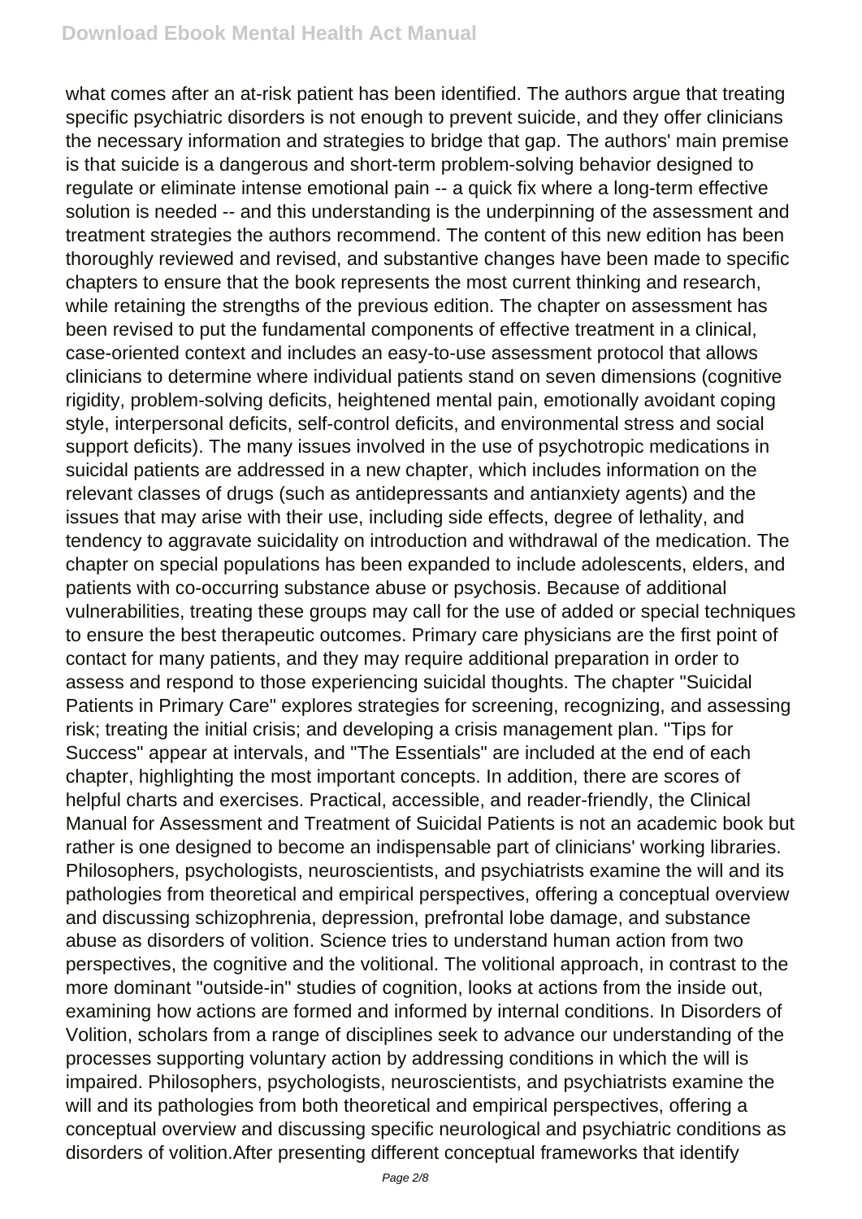what comes after an at-risk patient has been identified. The authors argue that treating specific psychiatric disorders is not enough to prevent suicide, and they offer clinicians the necessary information and strategies to bridge that gap. The authors' main premise is that suicide is a dangerous and short-term problem-solving behavior designed to regulate or eliminate intense emotional pain -- a quick fix where a long-term effective solution is needed -- and this understanding is the underpinning of the assessment and treatment strategies the authors recommend. The content of this new edition has been thoroughly reviewed and revised, and substantive changes have been made to specific chapters to ensure that the book represents the most current thinking and research, while retaining the strengths of the previous edition. The chapter on assessment has been revised to put the fundamental components of effective treatment in a clinical, case-oriented context and includes an easy-to-use assessment protocol that allows clinicians to determine where individual patients stand on seven dimensions (cognitive rigidity, problem-solving deficits, heightened mental pain, emotionally avoidant coping style, interpersonal deficits, self-control deficits, and environmental stress and social support deficits). The many issues involved in the use of psychotropic medications in suicidal patients are addressed in a new chapter, which includes information on the relevant classes of drugs (such as antidepressants and antianxiety agents) and the issues that may arise with their use, including side effects, degree of lethality, and tendency to aggravate suicidality on introduction and withdrawal of the medication. The chapter on special populations has been expanded to include adolescents, elders, and patients with co-occurring substance abuse or psychosis. Because of additional vulnerabilities, treating these groups may call for the use of added or special techniques to ensure the best therapeutic outcomes. Primary care physicians are the first point of contact for many patients, and they may require additional preparation in order to assess and respond to those experiencing suicidal thoughts. The chapter "Suicidal Patients in Primary Care" explores strategies for screening, recognizing, and assessing risk; treating the initial crisis; and developing a crisis management plan. "Tips for Success" appear at intervals, and "The Essentials" are included at the end of each chapter, highlighting the most important concepts. In addition, there are scores of helpful charts and exercises. Practical, accessible, and reader-friendly, the Clinical Manual for Assessment and Treatment of Suicidal Patients is not an academic book but rather is one designed to become an indispensable part of clinicians' working libraries.
Philosophers, psychologists, neuroscientists, and psychiatrists examine the will and its pathologies from theoretical and empirical perspectives, offering a conceptual overview and discussing schizophrenia, depression, prefrontal lobe damage, and substance abuse as disorders of volition. Science tries to understand human action from two perspectives, the cognitive and the volitional. The volitional approach, in contrast to the more dominant "outside-in" studies of cognition, looks at actions from the inside out, examining how actions are formed and informed by internal conditions. In Disorders of Volition, scholars from a range of disciplines seek to advance our understanding of the processes supporting voluntary action by addressing conditions in which the will is impaired. Philosophers, psychologists, neuroscientists, and psychiatrists examine the will and its pathologies from both theoretical and empirical perspectives, offering a conceptual overview and discussing specific neurological and psychiatric conditions as disorders of volition.After presenting different conceptual frameworks that identify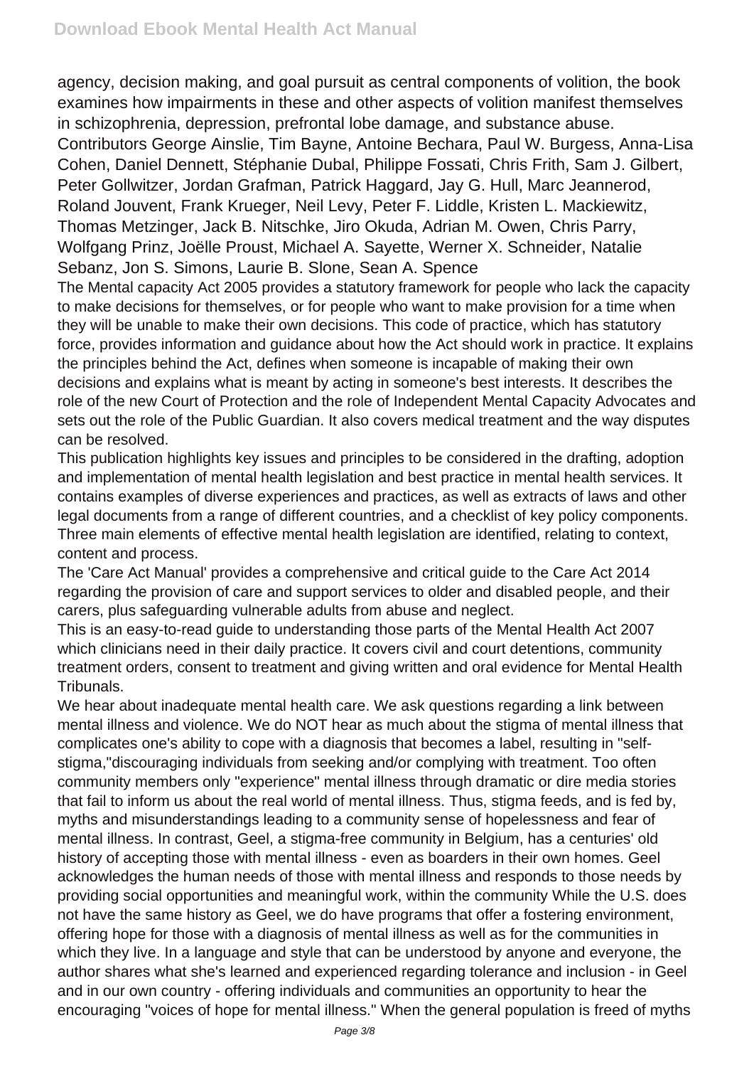agency, decision making, and goal pursuit as central components of volition, the book examines how impairments in these and other aspects of volition manifest themselves in schizophrenia, depression, prefrontal lobe damage, and substance abuse. Contributors George Ainslie, Tim Bayne, Antoine Bechara, Paul W. Burgess, Anna-Lisa Cohen, Daniel Dennett, Stéphanie Dubal, Philippe Fossati, Chris Frith, Sam J. Gilbert, Peter Gollwitzer, Jordan Grafman, Patrick Haggard, Jay G. Hull, Marc Jeannerod, Roland Jouvent, Frank Krueger, Neil Levy, Peter F. Liddle, Kristen L. Mackiewitz, Thomas Metzinger, Jack B. Nitschke, Jiro Okuda, Adrian M. Owen, Chris Parry, Wolfgang Prinz, Joëlle Proust, Michael A. Sayette, Werner X. Schneider, Natalie Sebanz, Jon S. Simons, Laurie B. Slone, Sean A. Spence

The Mental capacity Act 2005 provides a statutory framework for people who lack the capacity to make decisions for themselves, or for people who want to make provision for a time when they will be unable to make their own decisions. This code of practice, which has statutory force, provides information and guidance about how the Act should work in practice. It explains the principles behind the Act, defines when someone is incapable of making their own decisions and explains what is meant by acting in someone's best interests. It describes the role of the new Court of Protection and the role of Independent Mental Capacity Advocates and sets out the role of the Public Guardian. It also covers medical treatment and the way disputes can be resolved.

This publication highlights key issues and principles to be considered in the drafting, adoption and implementation of mental health legislation and best practice in mental health services. It contains examples of diverse experiences and practices, as well as extracts of laws and other legal documents from a range of different countries, and a checklist of key policy components. Three main elements of effective mental health legislation are identified, relating to context, content and process.

The 'Care Act Manual' provides a comprehensive and critical guide to the Care Act 2014 regarding the provision of care and support services to older and disabled people, and their carers, plus safeguarding vulnerable adults from abuse and neglect.

This is an easy-to-read guide to understanding those parts of the Mental Health Act 2007 which clinicians need in their daily practice. It covers civil and court detentions, community treatment orders, consent to treatment and giving written and oral evidence for Mental Health Tribunals.

We hear about inadequate mental health care. We ask questions regarding a link between mental illness and violence. We do NOT hear as much about the stigma of mental illness that complicates one's ability to cope with a diagnosis that becomes a label, resulting in "self-stigma,"discouraging individuals from seeking and/or complying with treatment. Too often community members only "experience" mental illness through dramatic or dire media stories that fail to inform us about the real world of mental illness. Thus, stigma feeds, and is fed by, myths and misunderstandings leading to a community sense of hopelessness and fear of mental illness. In contrast, Geel, a stigma-free community in Belgium, has a centuries' old history of accepting those with mental illness - even as boarders in their own homes. Geel acknowledges the human needs of those with mental illness and responds to those needs by providing social opportunities and meaningful work, within the community While the U.S. does not have the same history as Geel, we do have programs that offer a fostering environment, offering hope for those with a diagnosis of mental illness as well as for the communities in which they live. In a language and style that can be understood by anyone and everyone, the author shares what she's learned and experienced regarding tolerance and inclusion - in Geel and in our own country - offering individuals and communities an opportunity to hear the encouraging "voices of hope for mental illness." When the general population is freed of myths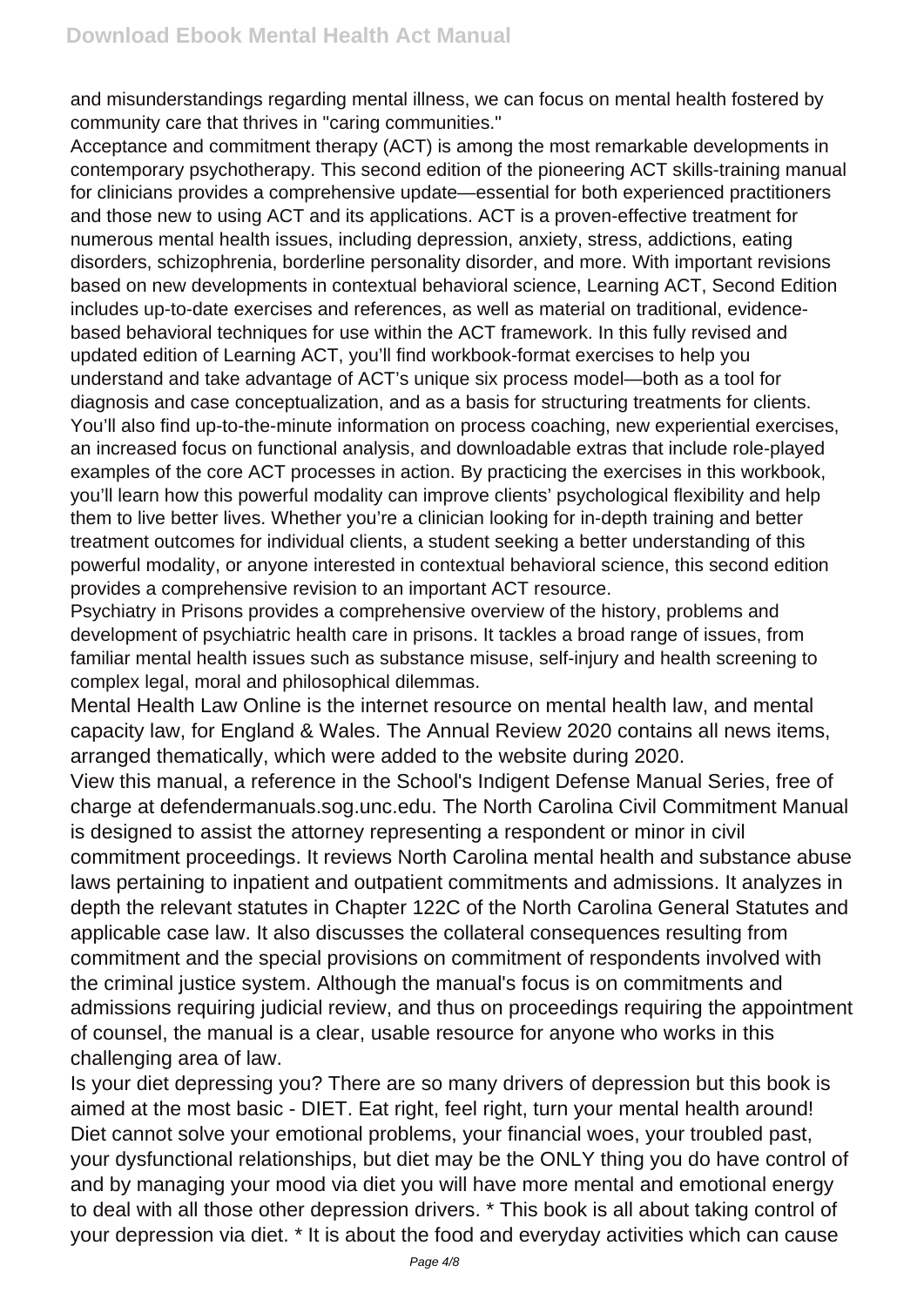and misunderstandings regarding mental illness, we can focus on mental health fostered by community care that thrives in "caring communities."

Acceptance and commitment therapy (ACT) is among the most remarkable developments in contemporary psychotherapy. This second edition of the pioneering ACT skills-training manual for clinicians provides a comprehensive update—essential for both experienced practitioners and those new to using ACT and its applications. ACT is a proven-effective treatment for numerous mental health issues, including depression, anxiety, stress, addictions, eating disorders, schizophrenia, borderline personality disorder, and more. With important revisions based on new developments in contextual behavioral science, Learning ACT, Second Edition includes up-to-date exercises and references, as well as material on traditional, evidence-based behavioral techniques for use within the ACT framework. In this fully revised and updated edition of Learning ACT, you'll find workbook-format exercises to help you understand and take advantage of ACT's unique six process model—both as a tool for diagnosis and case conceptualization, and as a basis for structuring treatments for clients. You'll also find up-to-the-minute information on process coaching, new experiential exercises, an increased focus on functional analysis, and downloadable extras that include role-played examples of the core ACT processes in action. By practicing the exercises in this workbook, you'll learn how this powerful modality can improve clients' psychological flexibility and help them to live better lives. Whether you're a clinician looking for in-depth training and better treatment outcomes for individual clients, a student seeking a better understanding of this powerful modality, or anyone interested in contextual behavioral science, this second edition provides a comprehensive revision to an important ACT resource.

Psychiatry in Prisons provides a comprehensive overview of the history, problems and development of psychiatric health care in prisons. It tackles a broad range of issues, from familiar mental health issues such as substance misuse, self-injury and health screening to complex legal, moral and philosophical dilemmas.

Mental Health Law Online is the internet resource on mental health law, and mental capacity law, for England & Wales. The Annual Review 2020 contains all news items, arranged thematically, which were added to the website during 2020.

View this manual, a reference in the School's Indigent Defense Manual Series, free of charge at defendermanuals.sog.unc.edu. The North Carolina Civil Commitment Manual is designed to assist the attorney representing a respondent or minor in civil commitment proceedings. It reviews North Carolina mental health and substance abuse laws pertaining to inpatient and outpatient commitments and admissions. It analyzes in depth the relevant statutes in Chapter 122C of the North Carolina General Statutes and applicable case law. It also discusses the collateral consequences resulting from commitment and the special provisions on commitment of respondents involved with the criminal justice system. Although the manual's focus is on commitments and admissions requiring judicial review, and thus on proceedings requiring the appointment of counsel, the manual is a clear, usable resource for anyone who works in this challenging area of law.

Is your diet depressing you? There are so many drivers of depression but this book is aimed at the most basic - DIET. Eat right, feel right, turn your mental health around! Diet cannot solve your emotional problems, your financial woes, your troubled past, your dysfunctional relationships, but diet may be the ONLY thing you do have control of and by managing your mood via diet you will have more mental and emotional energy to deal with all those other depression drivers. * This book is all about taking control of your depression via diet. * It is about the food and everyday activities which can cause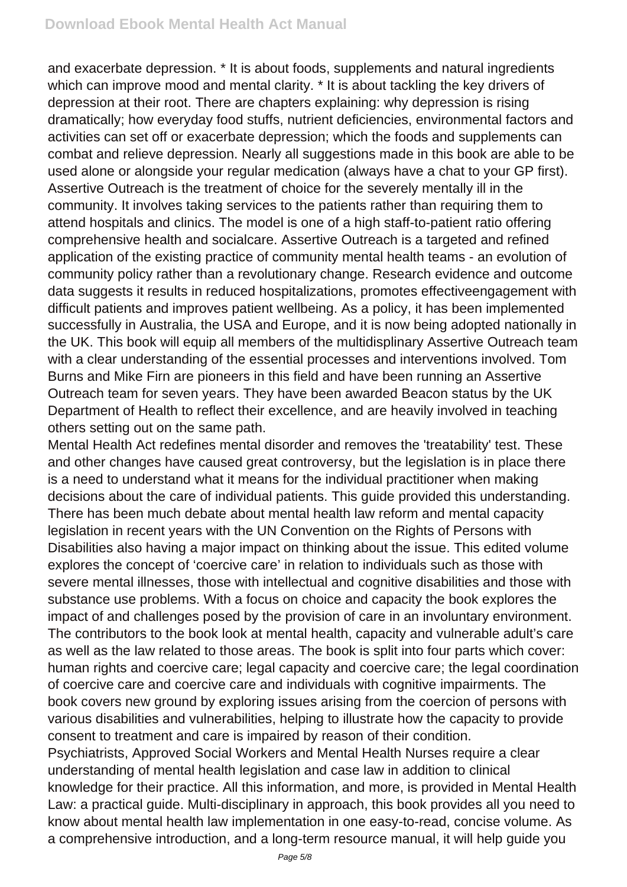and exacerbate depression. * It is about foods, supplements and natural ingredients which can improve mood and mental clarity. * It is about tackling the key drivers of depression at their root. There are chapters explaining: why depression is rising dramatically; how everyday food stuffs, nutrient deficiencies, environmental factors and activities can set off or exacerbate depression; which the foods and supplements can combat and relieve depression. Nearly all suggestions made in this book are able to be used alone or alongside your regular medication (always have a chat to your GP first).
Assertive Outreach is the treatment of choice for the severely mentally ill in the community. It involves taking services to the patients rather than requiring them to attend hospitals and clinics. The model is one of a high staff-to-patient ratio offering comprehensive health and socialcare. Assertive Outreach is a targeted and refined application of the existing practice of community mental health teams - an evolution of community policy rather than a revolutionary change. Research evidence and outcome data suggests it results in reduced hospitalizations, promotes effectiveengagement with difficult patients and improves patient wellbeing. As a policy, it has been implemented successfully in Australia, the USA and Europe, and it is now being adopted nationally in the UK. This book will equip all members of the multidisplinary Assertive Outreach team with a clear understanding of the essential processes and interventions involved. Tom Burns and Mike Firn are pioneers in this field and have been running an Assertive Outreach team for seven years. They have been awarded Beacon status by the UK Department of Health to reflect their excellence, and are heavily involved in teaching others setting out on the same path.
Mental Health Act redefines mental disorder and removes the 'treatability' test. These and other changes have caused great controversy, but the legislation is in place there is a need to understand what it means for the individual practitioner when making decisions about the care of individual patients. This guide provided this understanding.
There has been much debate about mental health law reform and mental capacity legislation in recent years with the UN Convention on the Rights of Persons with Disabilities also having a major impact on thinking about the issue. This edited volume explores the concept of 'coercive care' in relation to individuals such as those with severe mental illnesses, those with intellectual and cognitive disabilities and those with substance use problems. With a focus on choice and capacity the book explores the impact of and challenges posed by the provision of care in an involuntary environment. The contributors to the book look at mental health, capacity and vulnerable adult's care as well as the law related to those areas. The book is split into four parts which cover: human rights and coercive care; legal capacity and coercive care; the legal coordination of coercive care and coercive care and individuals with cognitive impairments. The book covers new ground by exploring issues arising from the coercion of persons with various disabilities and vulnerabilities, helping to illustrate how the capacity to provide consent to treatment and care is impaired by reason of their condition.
Psychiatrists, Approved Social Workers and Mental Health Nurses require a clear understanding of mental health legislation and case law in addition to clinical knowledge for their practice. All this information, and more, is provided in Mental Health Law: a practical guide. Multi-disciplinary in approach, this book provides all you need to know about mental health law implementation in one easy-to-read, concise volume. As a comprehensive introduction, and a long-term resource manual, it will help guide you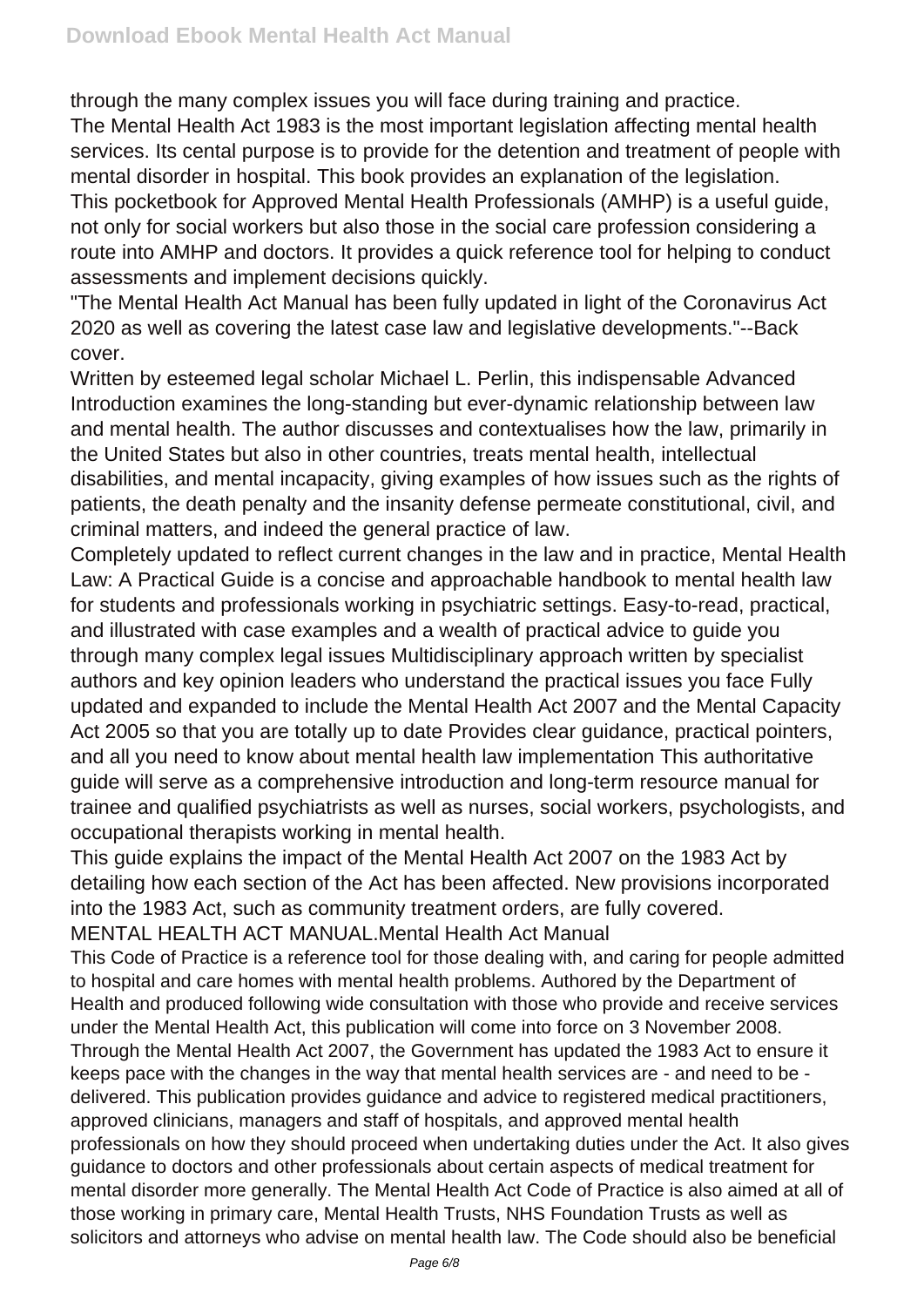through the many complex issues you will face during training and practice.

The Mental Health Act 1983 is the most important legislation affecting mental health services. Its cental purpose is to provide for the detention and treatment of people with mental disorder in hospital. This book provides an explanation of the legislation.

This pocketbook for Approved Mental Health Professionals (AMHP) is a useful guide, not only for social workers but also those in the social care profession considering a route into AMHP and doctors. It provides a quick reference tool for helping to conduct assessments and implement decisions quickly.

"The Mental Health Act Manual has been fully updated in light of the Coronavirus Act 2020 as well as covering the latest case law and legislative developments."--Back cover.

Written by esteemed legal scholar Michael L. Perlin, this indispensable Advanced Introduction examines the long-standing but ever-dynamic relationship between law and mental health. The author discusses and contextualises how the law, primarily in the United States but also in other countries, treats mental health, intellectual disabilities, and mental incapacity, giving examples of how issues such as the rights of patients, the death penalty and the insanity defense permeate constitutional, civil, and criminal matters, and indeed the general practice of law.

Completely updated to reflect current changes in the law and in practice, Mental Health Law: A Practical Guide is a concise and approachable handbook to mental health law for students and professionals working in psychiatric settings. Easy-to-read, practical, and illustrated with case examples and a wealth of practical advice to guide you through many complex legal issues Multidisciplinary approach written by specialist authors and key opinion leaders who understand the practical issues you face Fully updated and expanded to include the Mental Health Act 2007 and the Mental Capacity Act 2005 so that you are totally up to date Provides clear guidance, practical pointers, and all you need to know about mental health law implementation This authoritative guide will serve as a comprehensive introduction and long-term resource manual for trainee and qualified psychiatrists as well as nurses, social workers, psychologists, and occupational therapists working in mental health.

This guide explains the impact of the Mental Health Act 2007 on the 1983 Act by detailing how each section of the Act has been affected. New provisions incorporated into the 1983 Act, such as community treatment orders, are fully covered.

MENTAL HEALTH ACT MANUAL.Mental Health Act Manual

This Code of Practice is a reference tool for those dealing with, and caring for people admitted to hospital and care homes with mental health problems. Authored by the Department of Health and produced following wide consultation with those who provide and receive services under the Mental Health Act, this publication will come into force on 3 November 2008. Through the Mental Health Act 2007, the Government has updated the 1983 Act to ensure it keeps pace with the changes in the way that mental health services are - and need to be - delivered. This publication provides guidance and advice to registered medical practitioners, approved clinicians, managers and staff of hospitals, and approved mental health professionals on how they should proceed when undertaking duties under the Act. It also gives guidance to doctors and other professionals about certain aspects of medical treatment for mental disorder more generally. The Mental Health Act Code of Practice is also aimed at all of those working in primary care, Mental Health Trusts, NHS Foundation Trusts as well as solicitors and attorneys who advise on mental health law. The Code should also be beneficial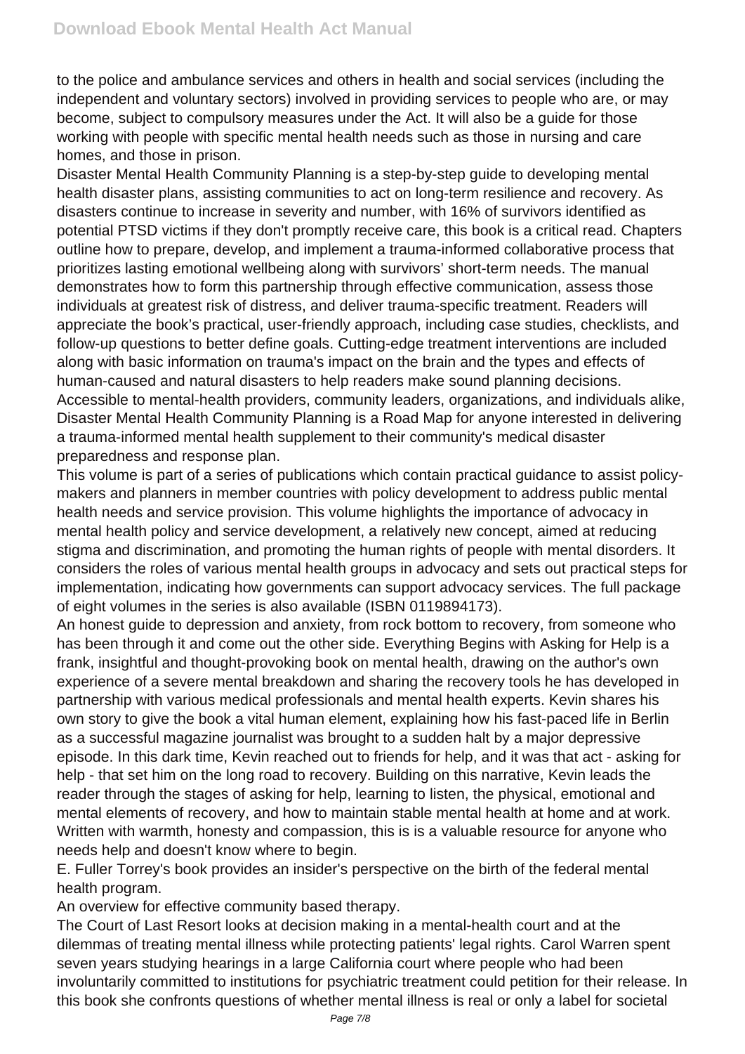to the police and ambulance services and others in health and social services (including the independent and voluntary sectors) involved in providing services to people who are, or may become, subject to compulsory measures under the Act. It will also be a guide for those working with people with specific mental health needs such as those in nursing and care homes, and those in prison.

Disaster Mental Health Community Planning is a step-by-step guide to developing mental health disaster plans, assisting communities to act on long-term resilience and recovery. As disasters continue to increase in severity and number, with 16% of survivors identified as potential PTSD victims if they don't promptly receive care, this book is a critical read. Chapters outline how to prepare, develop, and implement a trauma-informed collaborative process that prioritizes lasting emotional wellbeing along with survivors' short-term needs. The manual demonstrates how to form this partnership through effective communication, assess those individuals at greatest risk of distress, and deliver trauma-specific treatment. Readers will appreciate the book's practical, user-friendly approach, including case studies, checklists, and follow-up questions to better define goals. Cutting-edge treatment interventions are included along with basic information on trauma's impact on the brain and the types and effects of human-caused and natural disasters to help readers make sound planning decisions. Accessible to mental-health providers, community leaders, organizations, and individuals alike, Disaster Mental Health Community Planning is a Road Map for anyone interested in delivering a trauma-informed mental health supplement to their community's medical disaster preparedness and response plan.

This volume is part of a series of publications which contain practical guidance to assist policy-makers and planners in member countries with policy development to address public mental health needs and service provision. This volume highlights the importance of advocacy in mental health policy and service development, a relatively new concept, aimed at reducing stigma and discrimination, and promoting the human rights of people with mental disorders. It considers the roles of various mental health groups in advocacy and sets out practical steps for implementation, indicating how governments can support advocacy services. The full package of eight volumes in the series is also available (ISBN 0119894173).

An honest guide to depression and anxiety, from rock bottom to recovery, from someone who has been through it and come out the other side. Everything Begins with Asking for Help is a frank, insightful and thought-provoking book on mental health, drawing on the author's own experience of a severe mental breakdown and sharing the recovery tools he has developed in partnership with various medical professionals and mental health experts. Kevin shares his own story to give the book a vital human element, explaining how his fast-paced life in Berlin as a successful magazine journalist was brought to a sudden halt by a major depressive episode. In this dark time, Kevin reached out to friends for help, and it was that act - asking for help - that set him on the long road to recovery. Building on this narrative, Kevin leads the reader through the stages of asking for help, learning to listen, the physical, emotional and mental elements of recovery, and how to maintain stable mental health at home and at work. Written with warmth, honesty and compassion, this is is a valuable resource for anyone who needs help and doesn't know where to begin.

E. Fuller Torrey's book provides an insider's perspective on the birth of the federal mental health program.

An overview for effective community based therapy.

The Court of Last Resort looks at decision making in a mental-health court and at the dilemmas of treating mental illness while protecting patients' legal rights. Carol Warren spent seven years studying hearings in a large California court where people who had been involuntarily committed to institutions for psychiatric treatment could petition for their release. In this book she confronts questions of whether mental illness is real or only a label for societal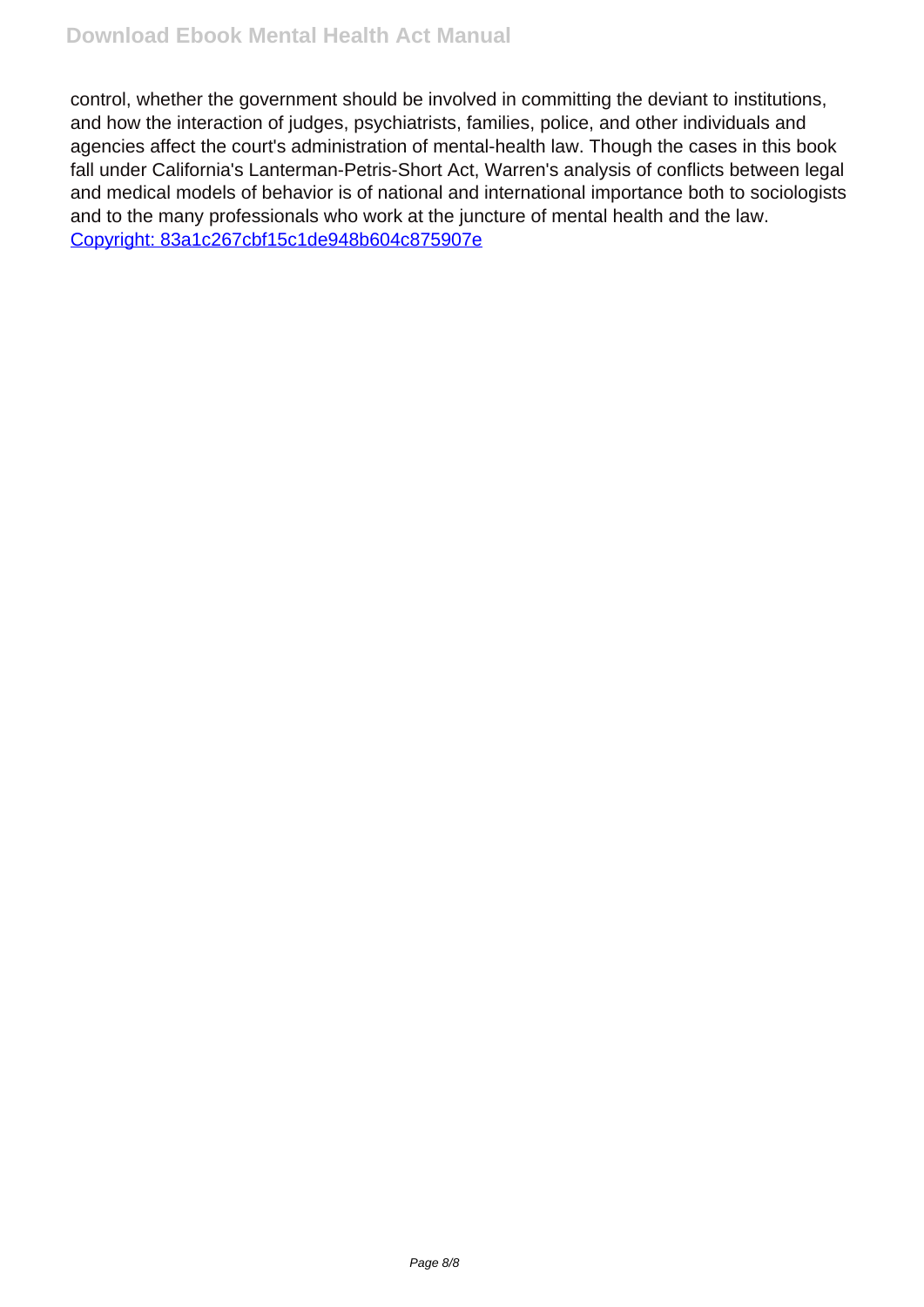control, whether the government should be involved in committing the deviant to institutions, and how the interaction of judges, psychiatrists, families, police, and other individuals and agencies affect the court's administration of mental-health law. Though the cases in this book fall under California's Lanterman-Petris-Short Act, Warren's analysis of conflicts between legal and medical models of behavior is of national and international importance both to sociologists and to the many professionals who work at the juncture of mental health and the law.

Copyright: 83a1c267cbf15c1de948b604c875907e